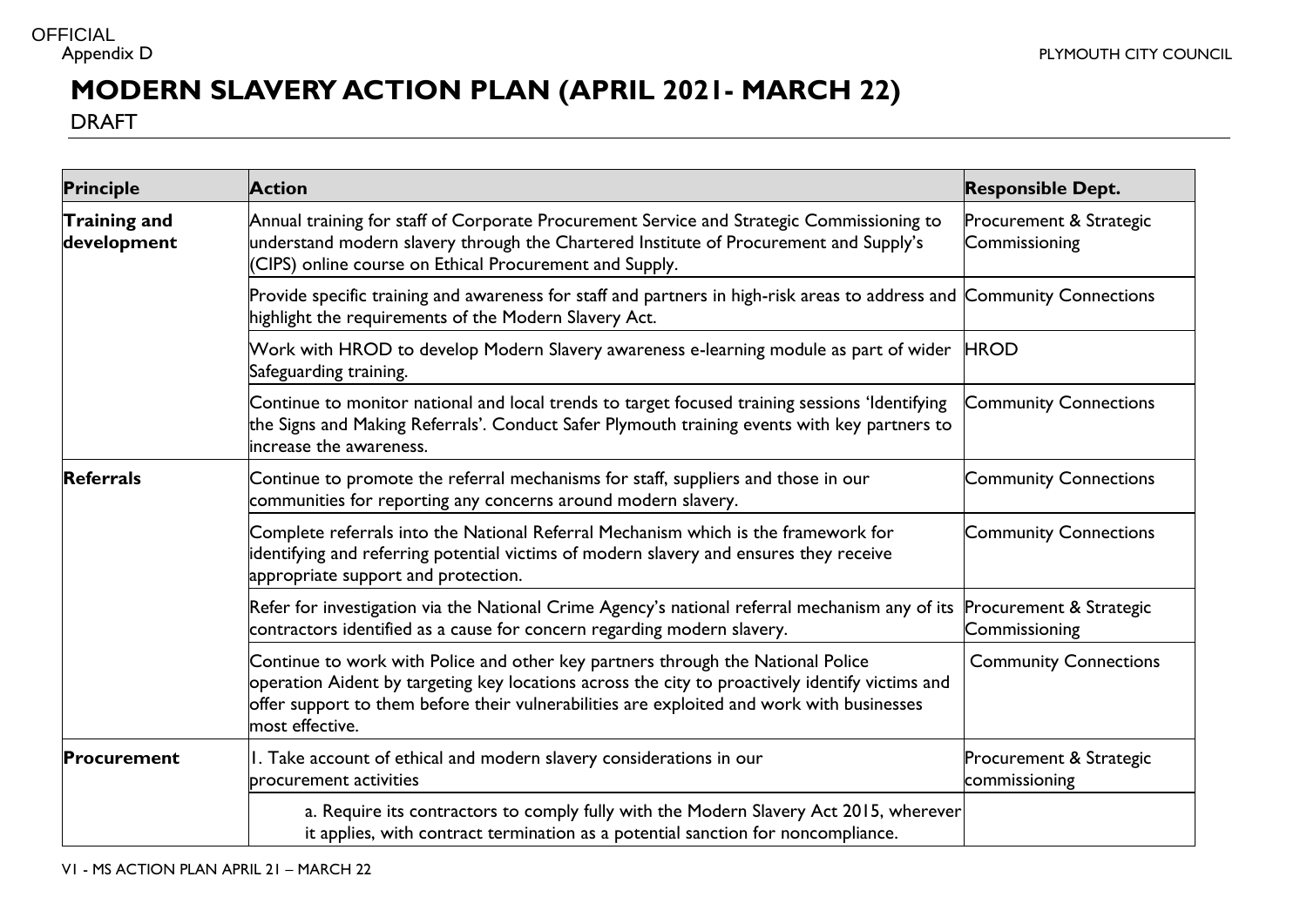OFFICIAL

Appendix D

PLYMOUTH CITY COUNCIL

# MODERN SLAVERY ACTION PLAN (APRIL 2021- MARCH 22)

DRAFT

| Principle | Action | Responsible Dept. |
|---|---|---|
| **Training and development** | Annual training for staff of Corporate Procurement Service and Strategic Commissioning to understand modern slavery through the Chartered Institute of Procurement and Supply's (CIPS) online course on Ethical Procurement and Supply. | Procurement & Strategic Commissioning |
| | Provide specific training and awareness for staff and partners in high-risk areas to address and highlight the requirements of the Modern Slavery Act. | Community Connections |
| | Work with HROD to develop Modern Slavery awareness e-learning module as part of wider Safeguarding training. | HROD |
| | Continue to monitor national and local trends to target focused training sessions 'Identifying the Signs and Making Referrals'. Conduct Safer Plymouth training events with key partners to increase the awareness. | Community Connections |
| **Referrals** | Continue to promote the referral mechanisms for staff, suppliers and those in our communities for reporting any concerns around modern slavery. | Community Connections |
| | Complete referrals into the National Referral Mechanism which is the framework for identifying and referring potential victims of modern slavery and ensures they receive appropriate support and protection. | Community Connections |
| | Refer for investigation via the National Crime Agency's national referral mechanism any of its contractors identified as a cause for concern regarding modern slavery. | Procurement & Strategic Commissioning |
| | Continue to work with Police and other key partners through the National Police operation Aident by targeting key locations across the city to proactively identify victims and offer support to them before their vulnerabilities are exploited and work with businesses most effective. | Community Connections |
| **Procurement** | 1. Take account of ethical and modern slavery considerations in our procurement activities | Procurement & Strategic commissioning |
| | a. Require its contractors to comply fully with the Modern Slavery Act 2015, wherever it applies, with contract termination as a potential sanction for noncompliance. | |

V1 - MS ACTION PLAN APRIL 21 – MARCH 22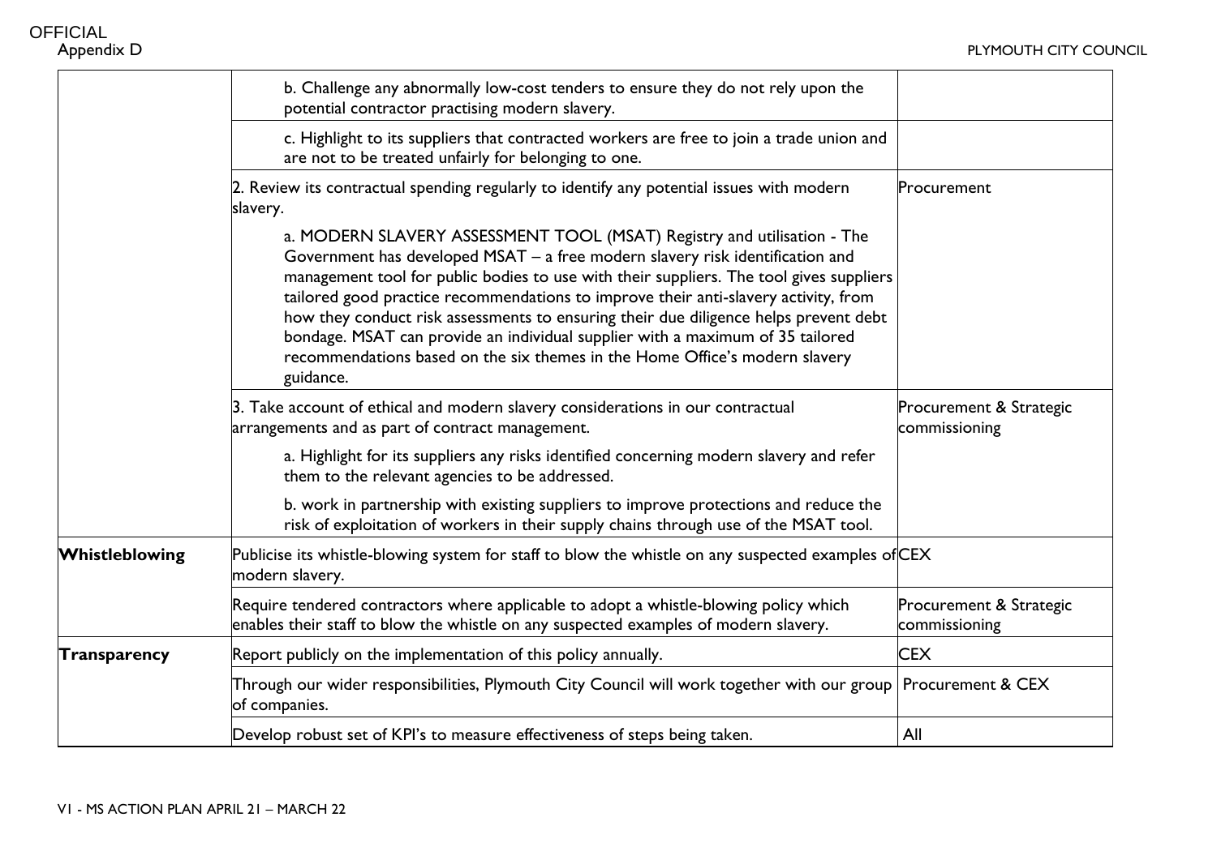| | | |
|---|---|---|
| | b. Challenge any abnormally low-cost tenders to ensure they do not rely upon the potential contractor practising modern slavery. | |
| | c. Highlight to its suppliers that contracted workers are free to join a trade union and are not to be treated unfairly for belonging to one. | |
| | 2. Review its contractual spending regularly to identify any potential issues with modern slavery.<br><br>a. MODERN SLAVERY ASSESSMENT TOOL (MSAT) Registry and utilisation - The Government has developed MSAT – a free modern slavery risk identification and management tool for public bodies to use with their suppliers. The tool gives suppliers tailored good practice recommendations to improve their anti-slavery activity, from how they conduct risk assessments to ensuring their due diligence helps prevent debt bondage. MSAT can provide an individual supplier with a maximum of 35 tailored recommendations based on the six themes in the Home Office's modern slavery guidance. | Procurement |
| | 3. Take account of ethical and modern slavery considerations in our contractual arrangements and as part of contract management.<br><br>a. Highlight for its suppliers any risks identified concerning modern slavery and refer them to the relevant agencies to be addressed.<br><br>b. work in partnership with existing suppliers to improve protections and reduce the risk of exploitation of workers in their supply chains through use of the MSAT tool. | Procurement & Strategic commissioning |
| **Whistleblowing** | Publicise its whistle-blowing system for staff to blow the whistle on any suspected examples of modern slavery. | CEX |
| | Require tendered contractors where applicable to adopt a whistle-blowing policy which enables their staff to blow the whistle on any suspected examples of modern slavery. | Procurement & Strategic commissioning |
| **Transparency** | Report publicly on the implementation of this policy annually. | CEX |
| | Through our wider responsibilities, Plymouth City Council will work together with our group of companies. | Procurement & CEX |
| | Develop robust set of KPI's to measure effectiveness of steps being taken. | All |